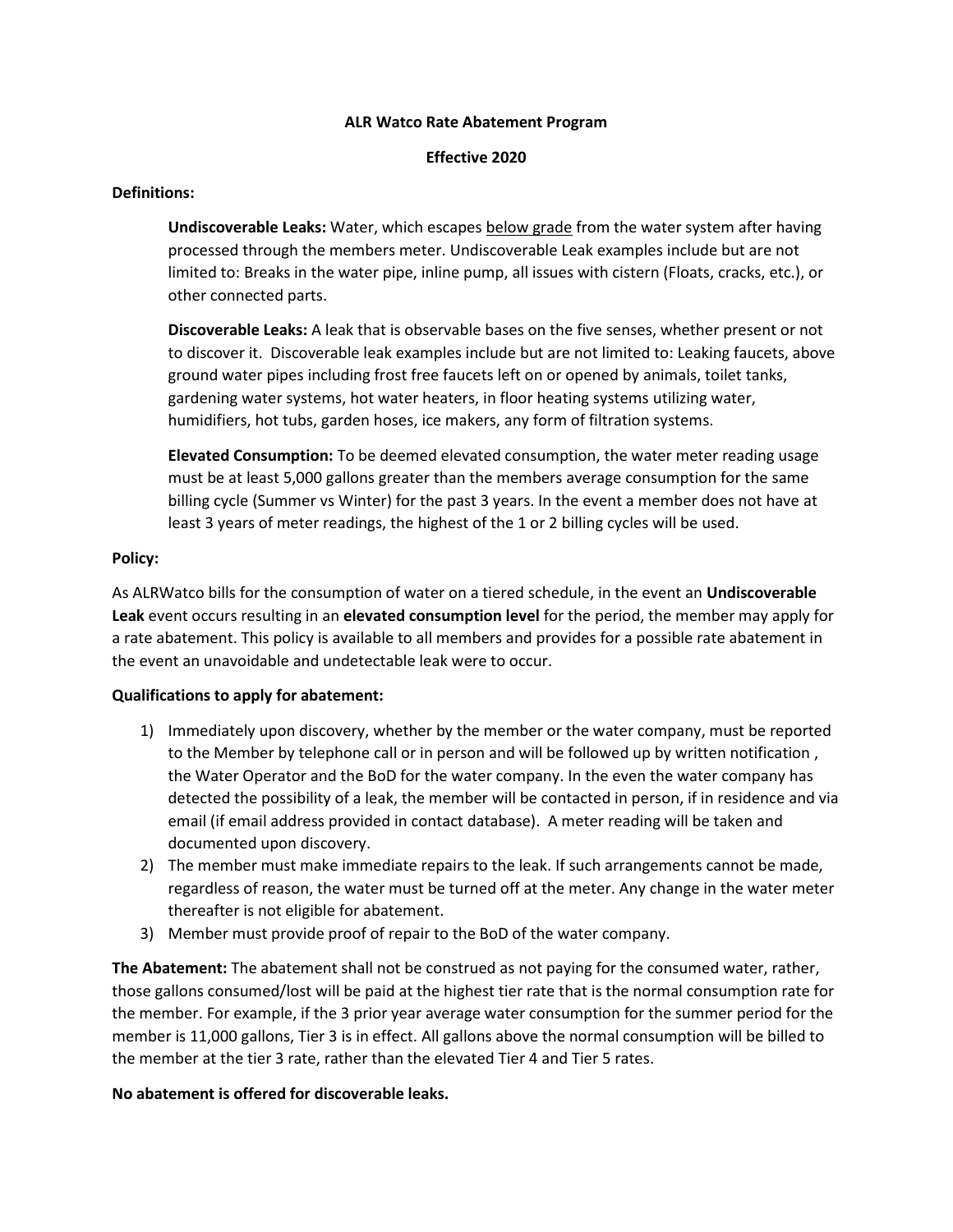# ALR Watco Rate Abatement Program

## Effective 2020

**Definitions:**

**Undiscoverable Leaks:** Water, which escapes below grade from the water system after having processed through the members meter. Undiscoverable Leak examples include but are not limited to: Breaks in the water pipe, inline pump, all issues with cistern (Floats, cracks, etc.), or other connected parts.

**Discoverable Leaks:** A leak that is observable bases on the five senses, whether present or not to discover it. Discoverable leak examples include but are not limited to: Leaking faucets, above ground water pipes including frost free faucets left on or opened by animals, toilet tanks, gardening water systems, hot water heaters, in floor heating systems utilizing water, humidifiers, hot tubs, garden hoses, ice makers, any form of filtration systems.

**Elevated Consumption:** To be deemed elevated consumption, the water meter reading usage must be at least 5,000 gallons greater than the members average consumption for the same billing cycle (Summer vs Winter) for the past 3 years. In the event a member does not have at least 3 years of meter readings, the highest of the 1 or 2 billing cycles will be used.

**Policy:**

As ALRWatco bills for the consumption of water on a tiered schedule, in the event an **Undiscoverable Leak** event occurs resulting in an **elevated consumption level** for the period, the member may apply for a rate abatement. This policy is available to all members and provides for a possible rate abatement in the event an unavoidable and undetectable leak were to occur.

**Qualifications to apply for abatement:**

1) Immediately upon discovery, whether by the member or the water company, must be reported to the Member by telephone call or in person and will be followed up by written notification , the Water Operator and the BoD for the water company. In the even the water company has detected the possibility of a leak, the member will be contacted in person, if in residence and via email (if email address provided in contact database). A meter reading will be taken and documented upon discovery.
2) The member must make immediate repairs to the leak. If such arrangements cannot be made, regardless of reason, the water must be turned off at the meter. Any change in the water meter thereafter is not eligible for abatement.
3) Member must provide proof of repair to the BoD of the water company.

**The Abatement:** The abatement shall not be construed as not paying for the consumed water, rather, those gallons consumed/lost will be paid at the highest tier rate that is the normal consumption rate for the member. For example, if the 3 prior year average water consumption for the summer period for the member is 11,000 gallons, Tier 3 is in effect. All gallons above the normal consumption will be billed to the member at the tier 3 rate, rather than the elevated Tier 4 and Tier 5 rates.

**No abatement is offered for discoverable leaks.**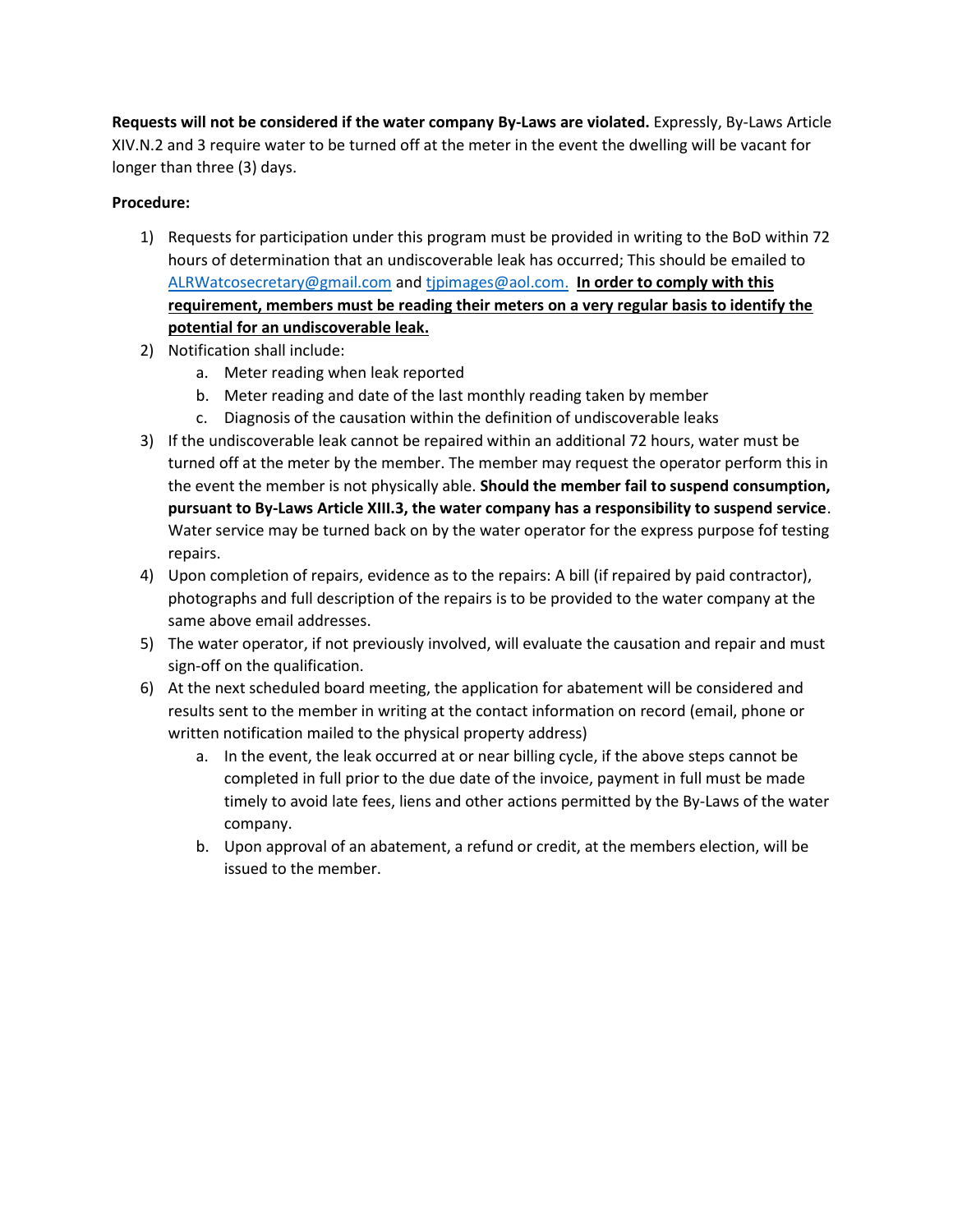**Requests will not be considered if the water company By-Laws are violated.** Expressly, By-Laws Article XIV.N.2 and 3 require water to be turned off at the meter in the event the dwelling will be vacant for longer than three (3) days.

**Procedure:**

1) Requests for participation under this program must be provided in writing to the BoD within 72 hours of determination that an undiscoverable leak has occurred; This should be emailed to ALRWatcosecretary@gmail.com and tjpimages@aol.com. **In order to comply with this requirement, members must be reading their meters on a very regular basis to identify the potential for an undiscoverable leak.**
2) Notification shall include:
   a. Meter reading when leak reported
   b. Meter reading and date of the last monthly reading taken by member
   c. Diagnosis of the causation within the definition of undiscoverable leaks
3) If the undiscoverable leak cannot be repaired within an additional 72 hours, water must be turned off at the meter by the member. The member may request the operator perform this in the event the member is not physically able. **Should the member fail to suspend consumption, pursuant to By-Laws Article XIII.3, the water company has a responsibility to suspend service**. Water service may be turned back on by the water operator for the express purpose fof testing repairs.
4) Upon completion of repairs, evidence as to the repairs: A bill (if repaired by paid contractor), photographs and full description of the repairs is to be provided to the water company at the same above email addresses.
5) The water operator, if not previously involved, will evaluate the causation and repair and must sign-off on the qualification.
6) At the next scheduled board meeting, the application for abatement will be considered and results sent to the member in writing at the contact information on record (email, phone or written notification mailed to the physical property address)
   a. In the event, the leak occurred at or near billing cycle, if the above steps cannot be completed in full prior to the due date of the invoice, payment in full must be made timely to avoid late fees, liens and other actions permitted by the By-Laws of the water company.
   b. Upon approval of an abatement, a refund or credit, at the members election, will be issued to the member.